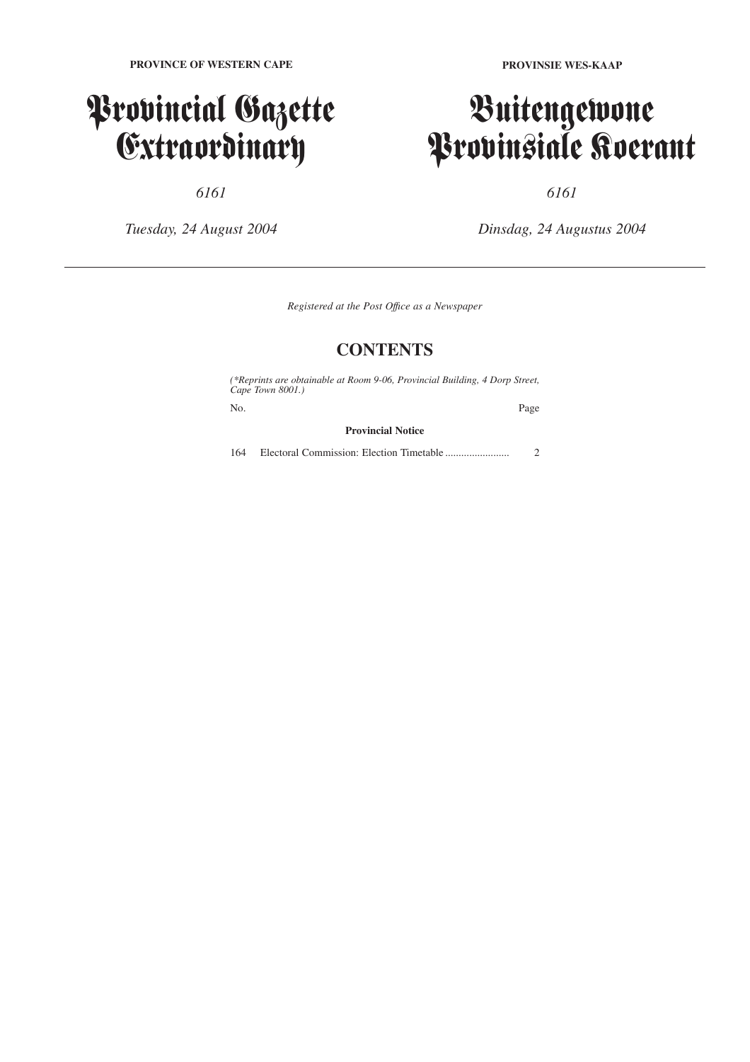**PROVINCE OF WESTERN CAPE**

# Provincial Gazette Extraordinary

*6161*

*Tuesday, 24 August 2004*

**PROVINSIE WES-KAAP**

# Buitengewone Provinsiale Koerant

*6161*

*Dinsdag, 24 Augustus 2004*

---

*Registered at the Post Office as a Newspaper*

## CONTENTS

*(\*Reprints are obtainable at Room 9-06, Provincial Building, 4 Dorp Street, Cape Town 8001.)*

| No. | | Page |
|---|---|---|
| | **Provincial Notice** | |
| 164 | Electoral Commission: Election Timetable ........................ | 2 |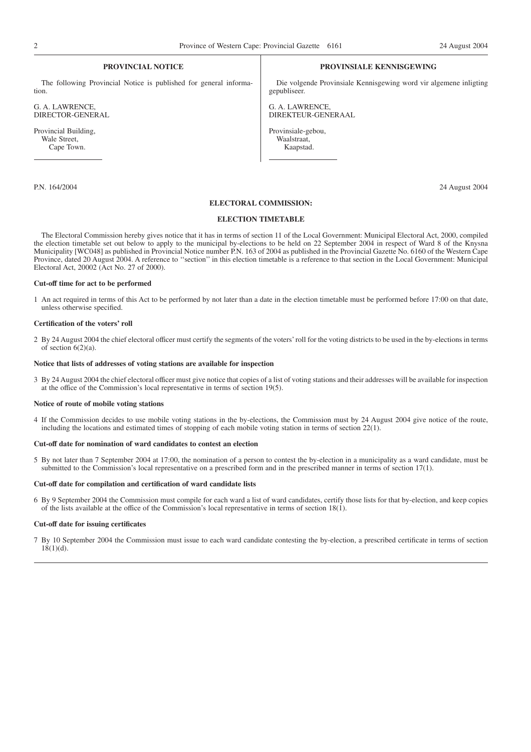| PROVINCIAL NOTICE | PROVINSIALE KENNISGEWING |
|---|---|
| The following Provincial Notice is published for general information. | Die volgende Provinsiale Kennisgewing word vir algemene inligting gepubliseer. |
| G. A. LAWRENCE, DIRECTOR-GENERAL | G. A. LAWRENCE, DIREKTEUR-GENERAAL |
| Provincial Building, Wale Street, Cape Town. | Provinsiale-gebou, Waalstraat, Kaapstad. |

P.N. 164/2004 24 August 2004

**ELECTORAL COMMISSION:**

**ELECTION TIMETABLE**

The Electoral Commission hereby gives notice that it has in terms of section 11 of the Local Government: Municipal Electoral Act, 2000, compiled the election timetable set out below to apply to the municipal by-elections to be held on 22 September 2004 in respect of Ward 8 of the Knysna Municipality [WC048] as published in Provincial Notice number P.N. 163 of 2004 as published in the Provincial Gazette No. 6160 of the Western Cape Province, dated 20 August 2004. A reference to ''section'' in this election timetable is a reference to that section in the Local Government: Municipal Electoral Act, 20002 (Act No. 27 of 2000).

**Cut-off time for act to be performed**

1 An act required in terms of this Act to be performed by not later than a date in the election timetable must be performed before 17:00 on that date, unless otherwise specified.

**Certification of the voters' roll**

2 By 24 August 2004 the chief electoral officer must certify the segments of the voters' roll for the voting districts to be used in the by-elections in terms of section 6(2)(a).

**Notice that lists of addresses of voting stations are available for inspection**

3 By 24 August 2004 the chief electoral officer must give notice that copies of a list of voting stations and their addresses will be available for inspection at the office of the Commission's local representative in terms of section 19(5).

**Notice of route of mobile voting stations**

4 If the Commission decides to use mobile voting stations in the by-elections, the Commission must by 24 August 2004 give notice of the route, including the locations and estimated times of stopping of each mobile voting station in terms of section 22(1).

**Cut-off date for nomination of ward candidates to contest an election**

5 By not later than 7 September 2004 at 17:00, the nomination of a person to contest the by-election in a municipality as a ward candidate, must be submitted to the Commission's local representative on a prescribed form and in the prescribed manner in terms of section 17(1).

**Cut-off date for compilation and certification of ward candidate lists**

6 By 9 September 2004 the Commission must compile for each ward a list of ward candidates, certify those lists for that by-election, and keep copies of the lists available at the office of the Commission's local representative in terms of section 18(1).

**Cut-off date for issuing certificates**

7 By 10 September 2004 the Commission must issue to each ward candidate contesting the by-election, a prescribed certificate in terms of section 18(1)(d).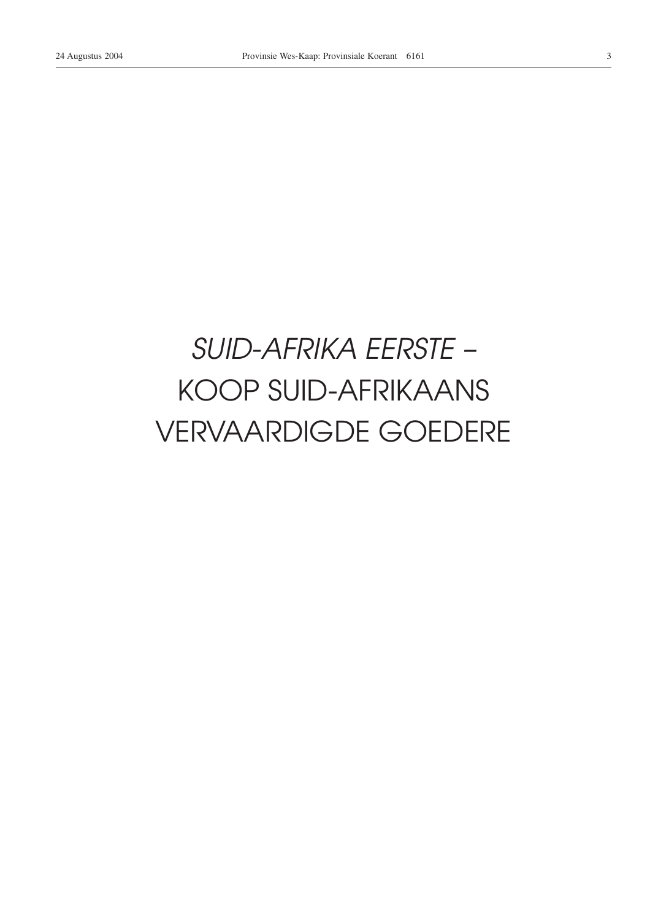*SUID-AFRIKA EERSTE –*
KOOP SUID-AFRIKAANS
VERVAARDIGDE GOEDERE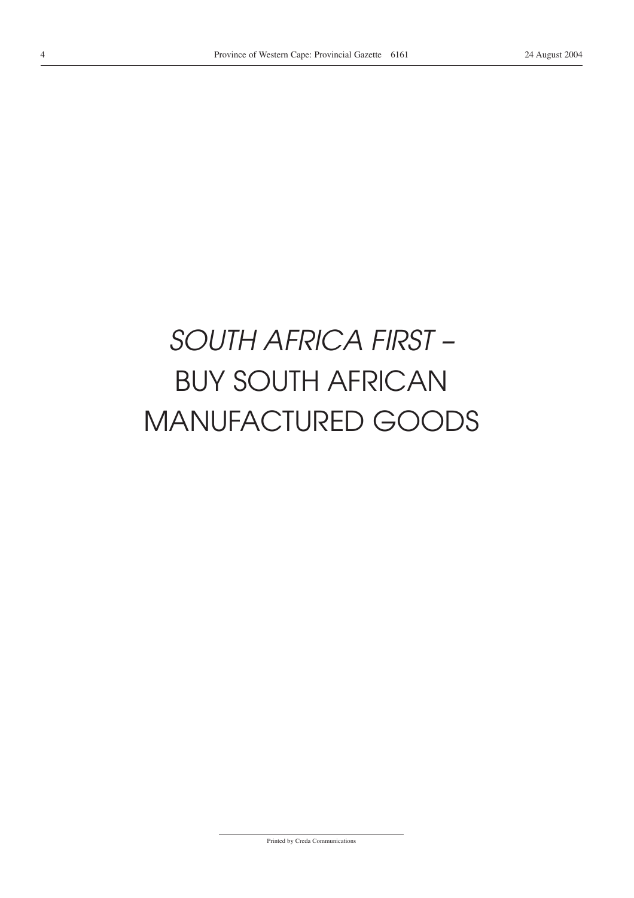*SOUTH AFRICA FIRST –*

BUY SOUTH AFRICAN

MANUFACTURED GOODS

Printed by Creda Communications